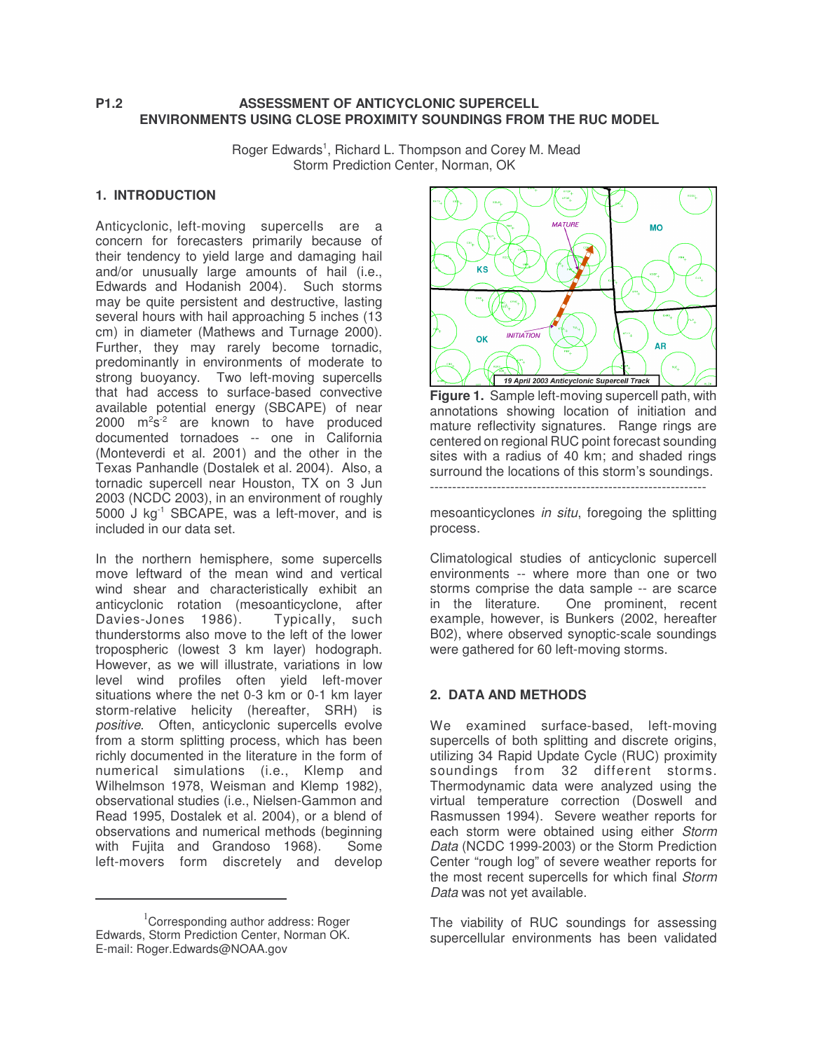P1.2

# ASSESSMENT OF ANTICYCLONIC SUPERCELL ENVIRONMENTS USING CLOSE PROXIMITY SOUNDINGS FROM THE RUC MODEL

Roger Edwards[1], Richard L. Thompson and Corey M. Mead
Storm Prediction Center, Norman, OK

## 1. INTRODUCTION

Anticyclonic, left-moving supercells are a concern for forecasters primarily because of their tendency to yield large and damaging hail and/or unusually large amounts of hail (i.e., Edwards and Hodanish 2004). Such storms may be quite persistent and destructive, lasting several hours with hail approaching 5 inches (13 cm) in diameter (Mathews and Turnage 2000). Further, they may rarely become tornadic, predominantly in environments of moderate to strong buoyancy. Two left-moving supercells that had access to surface-based convective available potential energy (SBCAPE) of near 2000 $m^2s^{-2}$ are known to have produced documented tornadoes -- one in California (Monteverdi et al. 2001) and the other in the Texas Panhandle (Dostalek et al. 2004). Also, a tornadic supercell near Houston, TX on 3 Jun 2003 (NCDC 2003), in an environment of roughly 5000 J $kg^{-1}$ SBCAPE, was a left-mover, and is included in our data set.

In the northern hemisphere, some supercells move leftward of the mean wind and vertical wind shear and characteristically exhibit an anticyclonic rotation (mesoanticyclone, after Davies-Jones 1986). Typically, such thunderstorms also move to the left of the lower tropospheric (lowest 3 km layer) hodograph. However, as we will illustrate, variations in low level wind profiles often yield left-mover situations where the net 0-3 km or 0-1 km layer storm-relative helicity (hereafter, SRH) is *positive*. Often, anticyclonic supercells evolve from a storm splitting process, which has been richly documented in the literature in the form of numerical simulations (i.e., Klemp and Wilhelmson 1978, Weisman and Klemp 1982), observational studies (i.e., Nielsen-Gammon and Read 1995, Dostalek et al. 2004), or a blend of observations and numerical methods (beginning with Fujita and Grandoso 1968). Some left-movers form discretely and develop mesoanticyclones *in situ*, foregoing the splitting process.

**Figure 1.** Sample left-moving supercell path, with annotations showing location of initiation and mature reflectivity signatures. Range rings are centered on regional RUC point forecast sounding sites with a radius of 40 km; and shaded rings surround the locations of this storm's soundings.

Climatological studies of anticyclonic supercell environments -- where more than one or two storms comprise the data sample -- are scarce in the literature. One prominent, recent example, however, is Bunkers (2002, hereafter B02), where observed synoptic-scale soundings were gathered for 60 left-moving storms.

## 2. DATA AND METHODS

We examined surface-based, left-moving supercells of both splitting and discrete origins, utilizing 34 Rapid Update Cycle (RUC) proximity soundings from 32 different storms. Thermodynamic data were analyzed using the virtual temperature correction (Doswell and Rasmussen 1994). Severe weather reports for each storm were obtained using either *Storm Data* (NCDC 1999-2003) or the Storm Prediction Center "rough log" of severe weather reports for the most recent supercells for which final *Storm Data* was not yet available.

The viability of RUC soundings for assessing supercellular environments has been validated

[1] Corresponding author address: Roger Edwards, Storm Prediction Center, Norman OK. E-mail: Roger.Edwards@NOAA.gov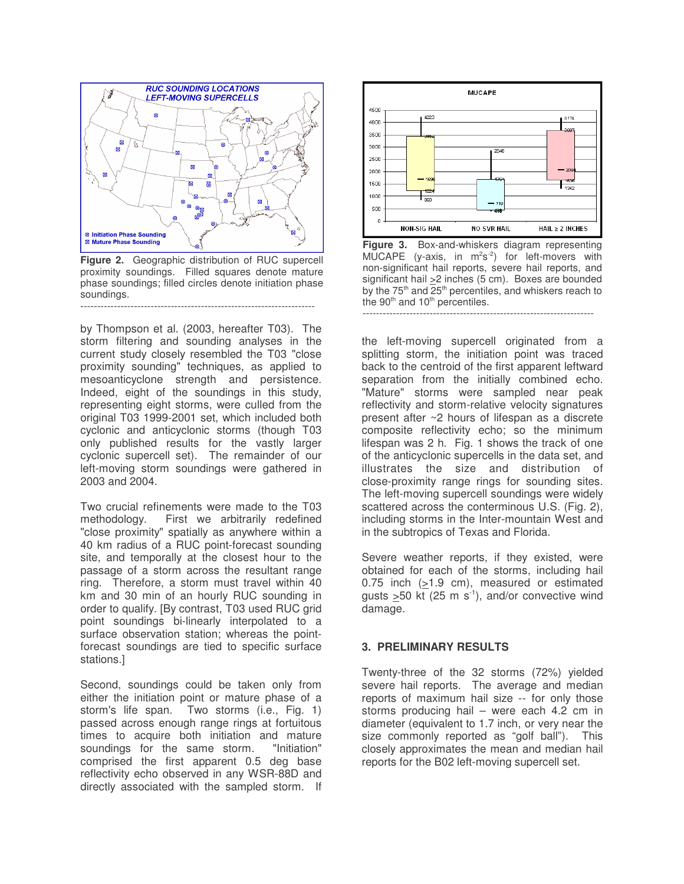Figure 2. Geographic distribution of RUC supercell proximity soundings. Filled squares denote mature phase soundings; filled circles denote initiation phase soundings.

by Thompson et al. (2003, hereafter T03). The storm filtering and sounding analyses in the current study closely resembled the T03 "close proximity sounding" techniques, as applied to mesoanticyclone strength and persistence. Indeed, eight of the soundings in this study, representing eight storms, were culled from the original T03 1999-2001 set, which included both cyclonic and anticyclonic storms (though T03 only published results for the vastly larger cyclonic supercell set). The remainder of our left-moving storm soundings were gathered in 2003 and 2004.

Two crucial refinements were made to the T03 methodology. First we arbitrarily redefined "close proximity" spatially as anywhere within a 40 km radius of a RUC point-forecast sounding site, and temporally at the closest hour to the passage of a storm across the resultant range ring. Therefore, a storm must travel within 40 km and 30 min of an hourly RUC sounding in order to qualify. [By contrast, T03 used RUC grid point soundings bi-linearly interpolated to a surface observation station; whereas the point-forecast soundings are tied to specific surface stations.]

Second, soundings could be taken only from either the initiation point or mature phase of a storm's life span. Two storms (i.e., Fig. 1) passed across enough range rings at fortuitous times to acquire both initiation and mature soundings for the same storm. "Initiation" comprised the first apparent 0.5 deg base reflectivity echo observed in any WSR-88D and directly associated with the sampled storm. If the left-moving supercell originated from a splitting storm, the initiation point was traced back to the centroid of the first apparent leftward separation from the initially combined echo. "Mature" storms were sampled near peak reflectivity and storm-relative velocity signatures present after ~2 hours of lifespan as a discrete composite reflectivity echo; so the minimum lifespan was 2 h. Fig. 1 shows the track of one of the anticyclonic supercells in the data set, and illustrates the size and distribution of close-proximity range rings for sounding sites. The left-moving supercell soundings were widely scattered across the conterminous U.S. (Fig. 2), including storms in the Inter-mountain West and in the subtropics of Texas and Florida.

Figure 3. Box-and-whiskers diagram representing MUCAPE (y-axis, in $m^2s^{-2}$) for left-movers with non-significant hail reports, severe hail reports, and significant hail ≥2 inches (5 cm). Boxes are bounded by the 75th and 25th percentiles, and whiskers reach to the 90th and 10th percentiles.

Severe weather reports, if they existed, were obtained for each of the storms, including hail 0.75 inch (≥1.9 cm), measured or estimated gusts ≥50 kt (25 m $s^{-1}$), and/or convective wind damage.

## 3. PRELIMINARY RESULTS

Twenty-three of the 32 storms (72%) yielded severe hail reports. The average and median reports of maximum hail size -- for only those storms producing hail – were each 4.2 cm in diameter (equivalent to 1.7 inch, or very near the size commonly reported as "golf ball"). This closely approximates the mean and median hail reports for the B02 left-moving supercell set.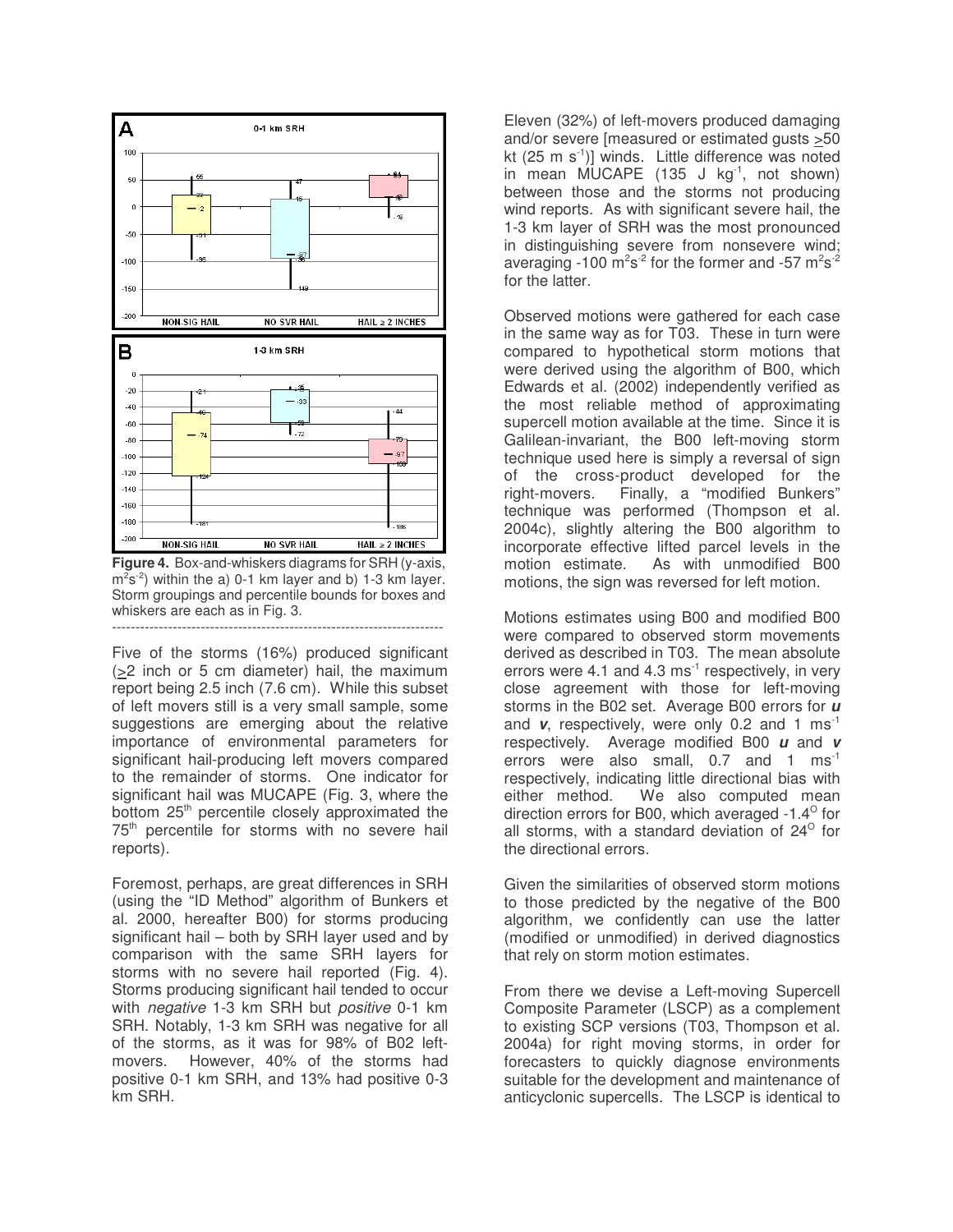**Figure 4.** Box-and-whiskers diagrams for SRH (y-axis, $m^2s^{-2}$) within the a) 0-1 km layer and b) 1-3 km layer. Storm groupings and percentile bounds for boxes and whiskers are each as in Fig. 3.

---

Five of the storms (16%) produced significant (≥2 inch or 5 cm diameter) hail, the maximum report being 2.5 inch (7.6 cm). While this subset of left movers still is a very small sample, some suggestions are emerging about the relative importance of environmental parameters for significant hail-producing left movers compared to the remainder of storms. One indicator for significant hail was MUCAPE (Fig. 3, where the bottom 25th percentile closely approximated the 75th percentile for storms with no severe hail reports).

Foremost, perhaps, are great differences in SRH (using the "ID Method" algorithm of Bunkers et al. 2000, hereafter B00) for storms producing significant hail – both by SRH layer used and by comparison with the same SRH layers for storms with no severe hail reported (Fig. 4). Storms producing significant hail tended to occur with *negative* 1-3 km SRH but *positive* 0-1 km SRH. Notably, 1-3 km SRH was negative for all of the storms, as it was for 98% of B02 left-movers. However, 40% of the storms had positive 0-1 km SRH, and 13% had positive 0-3 km SRH.

Eleven (32%) of left-movers produced damaging and/or severe [measured or estimated gusts ≥50 kt (25 m $s^{-1}$)] winds. Little difference was noted in mean MUCAPE (135 J $kg^{-1}$, not shown) between those and the storms not producing wind reports. As with significant severe hail, the 1-3 km layer of SRH was the most pronounced in distinguishing severe from nonsevere wind; averaging -100 $m^2s^{-2}$ for the former and -57 $m^2s^{-2}$ for the latter.

Observed motions were gathered for each case in the same way as for T03. These in turn were compared to hypothetical storm motions that were derived using the algorithm of B00, which Edwards et al. (2002) independently verified as the most reliable method of approximating supercell motion available at the time. Since it is Galilean-invariant, the B00 left-moving storm technique used here is simply a reversal of sign of the cross-product developed for the right-movers. Finally, a "modified Bunkers" technique was performed (Thompson et al. 2004c), slightly altering the B00 algorithm to incorporate effective lifted parcel levels in the motion estimate. As with unmodified B00 motions, the sign was reversed for left motion.

Motions estimates using B00 and modified B00 were compared to observed storm movements derived as described in T03. The mean absolute errors were 4.1 and 4.3 $ms^{-1}$ respectively, in very close agreement with those for left-moving storms in the B02 set. Average B00 errors for $\boldsymbol{u}$ and $\boldsymbol{v}$, respectively, were only 0.2 and 1 $ms^{-1}$ respectively. Average modified B00 $\boldsymbol{u}$ and $\boldsymbol{v}$ errors were also small, 0.7 and 1 $ms^{-1}$ respectively, indicating little directional bias with either method. We also computed mean direction errors for B00, which averaged -1.4° for all storms, with a standard deviation of 24° for the directional errors.

Given the similarities of observed storm motions to those predicted by the negative of the B00 algorithm, we confidently can use the latter (modified or unmodified) in derived diagnostics that rely on storm motion estimates.

From there we devise a Left-moving Supercell Composite Parameter (LSCP) as a complement to existing SCP versions (T03, Thompson et al. 2004a) for right moving storms, in order for forecasters to quickly diagnose environments suitable for the development and maintenance of anticyclonic supercells. The LSCP is identical to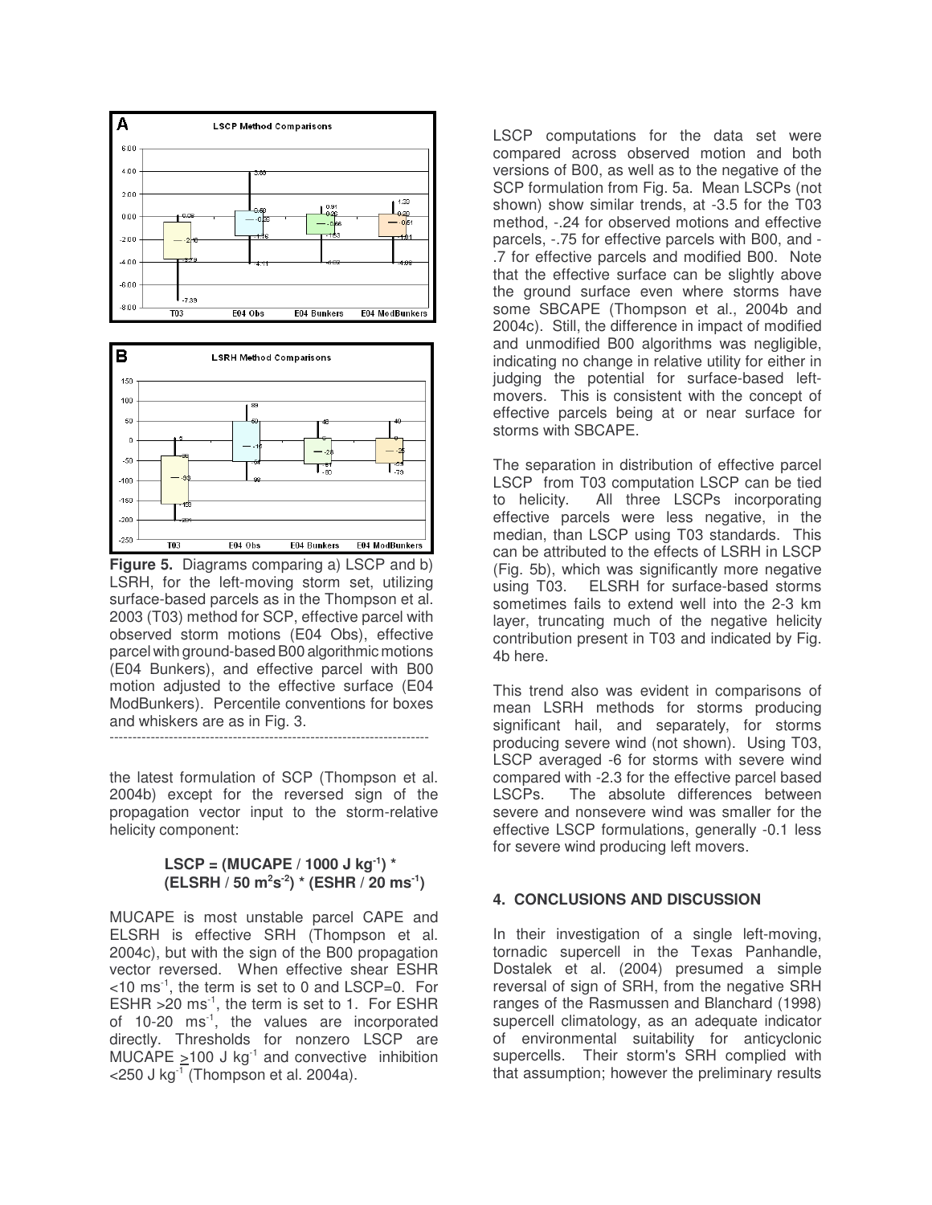Figure 5. Diagrams comparing a) LSCP and b) LSRH, for the left-moving storm set, utilizing surface-based parcels as in the Thompson et al. 2003 (T03) method for SCP, effective parcel with observed storm motions (E04 Obs), effective parcel with ground-based B00 algorithmic motions (E04 Bunkers), and effective parcel with B00 motion adjusted to the effective surface (E04 ModBunkers). Percentile conventions for boxes and whiskers are as in Fig. 3.

---

the latest formulation of SCP (Thompson et al. 2004b) except for the reversed sign of the propagation vector input to the storm-relative helicity component:

$$\textbf{LSCP} = (\textbf{MUCAPE} / 1000\ \textbf{J kg}^{-1}) * (\textbf{ELSRH} / 50\ \textbf{m}^2\textbf{s}^{-2}) * (\textbf{ESHR} / 20\ \textbf{ms}^{-1})$$

MUCAPE is most unstable parcel CAPE and ELSRH is effective SRH (Thompson et al. 2004c), but with the sign of the B00 propagation vector reversed. When effective shear ESHR $<10$ ms$^{-1}$, the term is set to 0 and LSCP=0. For ESHR $>20$ ms$^{-1}$, the term is set to 1. For ESHR of 10-20 ms$^{-1}$, the values are incorporated directly. Thresholds for nonzero LSCP are MUCAPE $\geq100$ J kg$^{-1}$ and convective inhibition $<250$ J kg$^{-1}$ (Thompson et al. 2004a).

LSCP computations for the data set were compared across observed motion and both versions of B00, as well as to the negative of the SCP formulation from Fig. 5a. Mean LSCPs (not shown) show similar trends, at -3.5 for the T03 method, -.24 for observed motions and effective parcels, -.75 for effective parcels with B00, and -.7 for effective parcels and modified B00. Note that the effective surface can be slightly above the ground surface even where storms have some SBCAPE (Thompson et al., 2004b and 2004c). Still, the difference in impact of modified and unmodified B00 algorithms was negligible, indicating no change in relative utility for either in judging the potential for surface-based left-movers. This is consistent with the concept of effective parcels being at or near surface for storms with SBCAPE.

The separation in distribution of effective parcel LSCP from T03 computation LSCP can be tied to helicity. All three LSCPs incorporating effective parcels were less negative, in the median, than LSCP using T03 standards. This can be attributed to the effects of LSRH in LSCP (Fig. 5b), which was significantly more negative using T03. ELSRH for surface-based storms sometimes fails to extend well into the 2-3 km layer, truncating much of the negative helicity contribution present in T03 and indicated by Fig. 4b here.

This trend also was evident in comparisons of mean LSRH methods for storms producing significant hail, and separately, for storms producing severe wind (not shown). Using T03, LSCP averaged -6 for storms with severe wind compared with -2.3 for the effective parcel based LSCPs. The absolute differences between severe and nonsevere wind was smaller for the effective LSCP formulations, generally -0.1 less for severe wind producing left movers.

## 4. CONCLUSIONS AND DISCUSSION

In their investigation of a single left-moving, tornadic supercell in the Texas Panhandle, Dostalek et al. (2004) presumed a simple reversal of sign of SRH, from the negative SRH ranges of the Rasmussen and Blanchard (1998) supercell climatology, as an adequate indicator of environmental suitability for anticyclonic supercells. Their storm's SRH complied with that assumption; however the preliminary results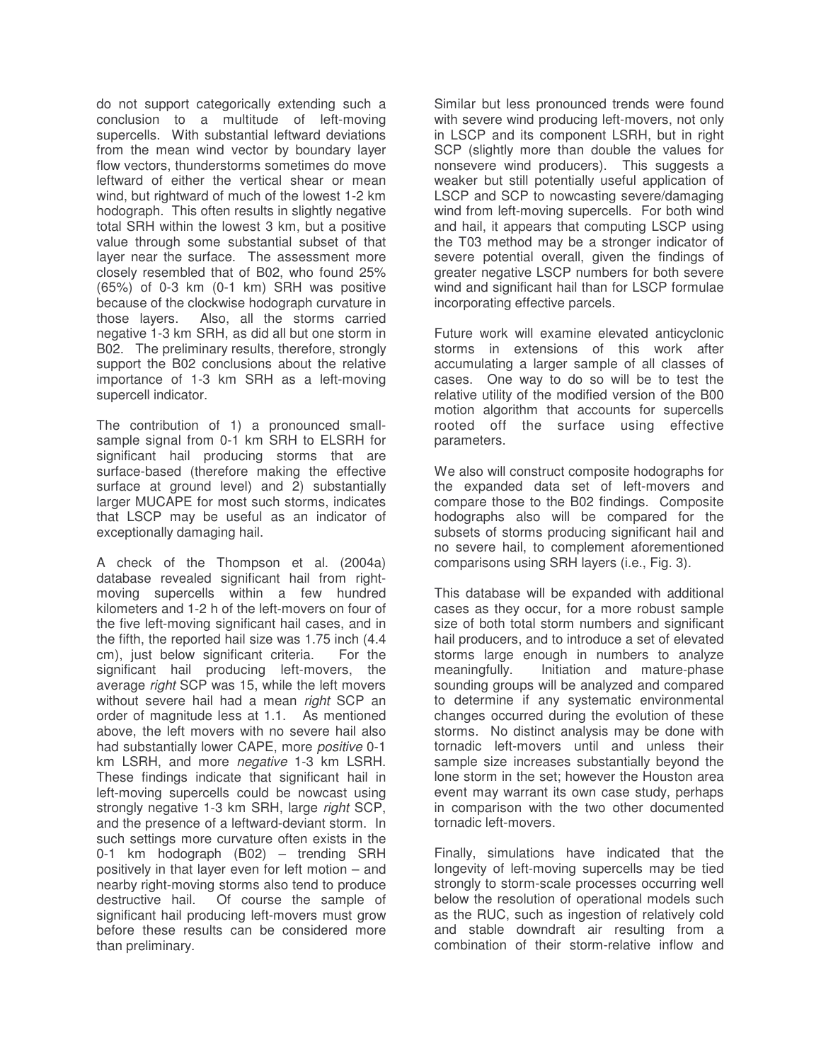do not support categorically extending such a conclusion to a multitude of left-moving supercells. With substantial leftward deviations from the mean wind vector by boundary layer flow vectors, thunderstorms sometimes do move leftward of either the vertical shear or mean wind, but rightward of much of the lowest 1-2 km hodograph. This often results in slightly negative total SRH within the lowest 3 km, but a positive value through some substantial subset of that layer near the surface. The assessment more closely resembled that of B02, who found 25% (65%) of 0-3 km (0-1 km) SRH was positive because of the clockwise hodograph curvature in those layers. Also, all the storms carried negative 1-3 km SRH, as did all but one storm in B02. The preliminary results, therefore, strongly support the B02 conclusions about the relative importance of 1-3 km SRH as a left-moving supercell indicator.

The contribution of 1) a pronounced small-sample signal from 0-1 km SRH to ELSRH for significant hail producing storms that are surface-based (therefore making the effective surface at ground level) and 2) substantially larger MUCAPE for most such storms, indicates that LSCP may be useful as an indicator of exceptionally damaging hail.

A check of the Thompson et al. (2004a) database revealed significant hail from right-moving supercells within a few hundred kilometers and 1-2 h of the left-movers on four of the five left-moving significant hail cases, and in the fifth, the reported hail size was 1.75 inch (4.4 cm), just below significant criteria. For the significant hail producing left-movers, the average *right* SCP was 15, while the left movers without severe hail had a mean *right* SCP an order of magnitude less at 1.1. As mentioned above, the left movers with no severe hail also had substantially lower CAPE, more *positive* 0-1 km LSRH, and more *negative* 1-3 km LSRH. These findings indicate that significant hail in left-moving supercells could be nowcast using strongly negative 1-3 km SRH, large *right* SCP, and the presence of a leftward-deviant storm. In such settings more curvature often exists in the 0-1 km hodograph (B02) – trending SRH positively in that layer even for left motion – and nearby right-moving storms also tend to produce destructive hail. Of course the sample of significant hail producing left-movers must grow before these results can be considered more than preliminary.

Similar but less pronounced trends were found with severe wind producing left-movers, not only in LSCP and its component LSRH, but in right SCP (slightly more than double the values for nonsevere wind producers). This suggests a weaker but still potentially useful application of LSCP and SCP to nowcasting severe/damaging wind from left-moving supercells. For both wind and hail, it appears that computing LSCP using the T03 method may be a stronger indicator of severe potential overall, given the findings of greater negative LSCP numbers for both severe wind and significant hail than for LSCP formulae incorporating effective parcels.

Future work will examine elevated anticyclonic storms in extensions of this work after accumulating a larger sample of all classes of cases. One way to do so will be to test the relative utility of the modified version of the B00 motion algorithm that accounts for supercells rooted off the surface using effective parameters.

We also will construct composite hodographs for the expanded data set of left-movers and compare those to the B02 findings. Composite hodographs also will be compared for the subsets of storms producing significant hail and no severe hail, to complement aforementioned comparisons using SRH layers (i.e., Fig. 3).

This database will be expanded with additional cases as they occur, for a more robust sample size of both total storm numbers and significant hail producers, and to introduce a set of elevated storms large enough in numbers to analyze meaningfully. Initiation and mature-phase sounding groups will be analyzed and compared to determine if any systematic environmental changes occurred during the evolution of these storms. No distinct analysis may be done with tornadic left-movers until and unless their sample size increases substantially beyond the lone storm in the set; however the Houston area event may warrant its own case study, perhaps in comparison with the two other documented tornadic left-movers.

Finally, simulations have indicated that the longevity of left-moving supercells may be tied strongly to storm-scale processes occurring well below the resolution of operational models such as the RUC, such as ingestion of relatively cold and stable downdraft air resulting from a combination of their storm-relative inflow and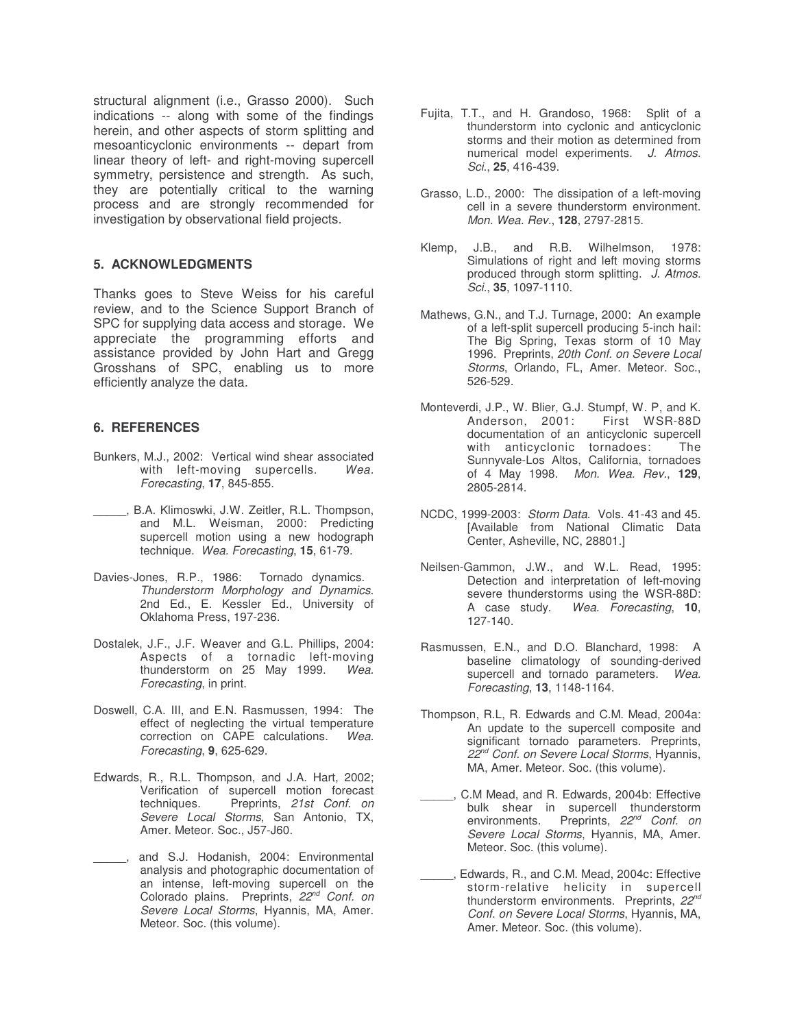structural alignment (i.e., Grasso 2000). Such indications -- along with some of the findings herein, and other aspects of storm splitting and mesoanticyclonic environments -- depart from linear theory of left- and right-moving supercell symmetry, persistence and strength. As such, they are potentially critical to the warning process and are strongly recommended for investigation by observational field projects.

## 5. ACKNOWLEDGMENTS

Thanks goes to Steve Weiss for his careful review, and to the Science Support Branch of SPC for supplying data access and storage. We appreciate the programming efforts and assistance provided by John Hart and Gregg Grosshans of SPC, enabling us to more efficiently analyze the data.

## 6. REFERENCES

Bunkers, M.J., 2002: Vertical wind shear associated with left-moving supercells. *Wea. Forecasting*, **17**, 845-855.

_____, B.A. Klimoswki, J.W. Zeitler, R.L. Thompson, and M.L. Weisman, 2000: Predicting supercell motion using a new hodograph technique. *Wea. Forecasting*, **15**, 61-79.

Davies-Jones, R.P., 1986: Tornado dynamics. *Thunderstorm Morphology and Dynamics*. 2nd Ed., E. Kessler Ed., University of Oklahoma Press, 197-236.

Dostalek, J.F., J.F. Weaver and G.L. Phillips, 2004: Aspects of a tornadic left-moving thunderstorm on 25 May 1999. *Wea. Forecasting*, in print.

Doswell, C.A. III, and E.N. Rasmussen, 1994: The effect of neglecting the virtual temperature correction on CAPE calculations. *Wea. Forecasting*, **9**, 625-629.

Edwards, R., R.L. Thompson, and J.A. Hart, 2002; Verification of supercell motion forecast techniques. Preprints, *21st Conf. on Severe Local Storms*, San Antonio, TX, Amer. Meteor. Soc., J57-J60.

_____, and S.J. Hodanish, 2004: Environmental analysis and photographic documentation of an intense, left-moving supercell on the Colorado plains. Preprints, *22nd Conf. on Severe Local Storms*, Hyannis, MA, Amer. Meteor. Soc. (this volume).

Fujita, T.T., and H. Grandoso, 1968: Split of a thunderstorm into cyclonic and anticyclonic storms and their motion as determined from numerical model experiments. *J. Atmos. Sci.*, **25**, 416-439.

Grasso, L.D., 2000: The dissipation of a left-moving cell in a severe thunderstorm environment. *Mon. Wea. Rev.*, **128**, 2797-2815.

Klemp, J.B., and R.B. Wilhelmson, 1978: Simulations of right and left moving storms produced through storm splitting. *J. Atmos. Sci.*, **35**, 1097-1110.

Mathews, G.N., and T.J. Turnage, 2000: An example of a left-split supercell producing 5-inch hail: The Big Spring, Texas storm of 10 May 1996. Preprints, *20th Conf. on Severe Local Storms*, Orlando, FL, Amer. Meteor. Soc., 526-529.

Monteverdi, J.P., W. Blier, G.J. Stumpf, W. P, and K. Anderson, 2001: First WSR-88D documentation of an anticyclonic supercell with anticyclonic tornadoes: The Sunnyvale-Los Altos, California, tornadoes of 4 May 1998. *Mon. Wea. Rev.*, **129**, 2805-2814.

NCDC, 1999-2003: *Storm Data*. Vols. 41-43 and 45. [Available from National Climatic Data Center, Asheville, NC, 28801.]

Neilsen-Gammon, J.W., and W.L. Read, 1995: Detection and interpretation of left-moving severe thunderstorms using the WSR-88D: A case study. *Wea. Forecasting*, **10**, 127-140.

Rasmussen, E.N., and D.O. Blanchard, 1998: A baseline climatology of sounding-derived supercell and tornado parameters. *Wea. Forecasting*, **13**, 1148-1164.

Thompson, R.L, R. Edwards and C.M. Mead, 2004a: An update to the supercell composite and significant tornado parameters. Preprints, *22nd Conf. on Severe Local Storms*, Hyannis, MA, Amer. Meteor. Soc. (this volume).

_____, C.M Mead, and R. Edwards, 2004b: Effective bulk shear in supercell thunderstorm environments. Preprints, *22nd Conf. on Severe Local Storms*, Hyannis, MA, Amer. Meteor. Soc. (this volume).

_____, Edwards, R., and C.M. Mead, 2004c: Effective storm-relative helicity in supercell thunderstorm environments. Preprints, *22nd Conf. on Severe Local Storms*, Hyannis, MA, Amer. Meteor. Soc. (this volume).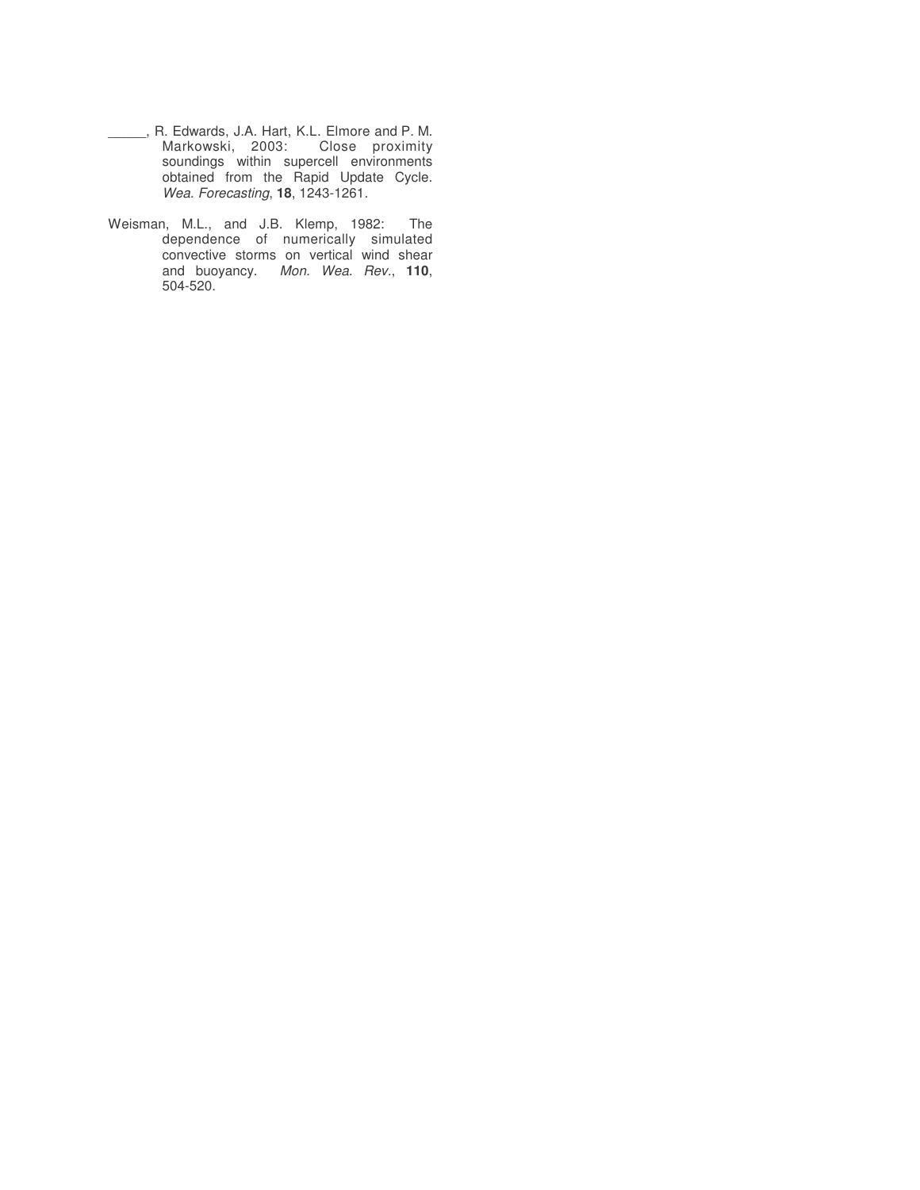_____, R. Edwards, J.A. Hart, K.L. Elmore and P. M. Markowski, 2003: Close proximity soundings within supercell environments obtained from the Rapid Update Cycle. *Wea. Forecasting*, **18**, 1243-1261.

Weisman, M.L., and J.B. Klemp, 1982: The dependence of numerically simulated convective storms on vertical wind shear and buoyancy. *Mon. Wea. Rev.*, **110**, 504-520.